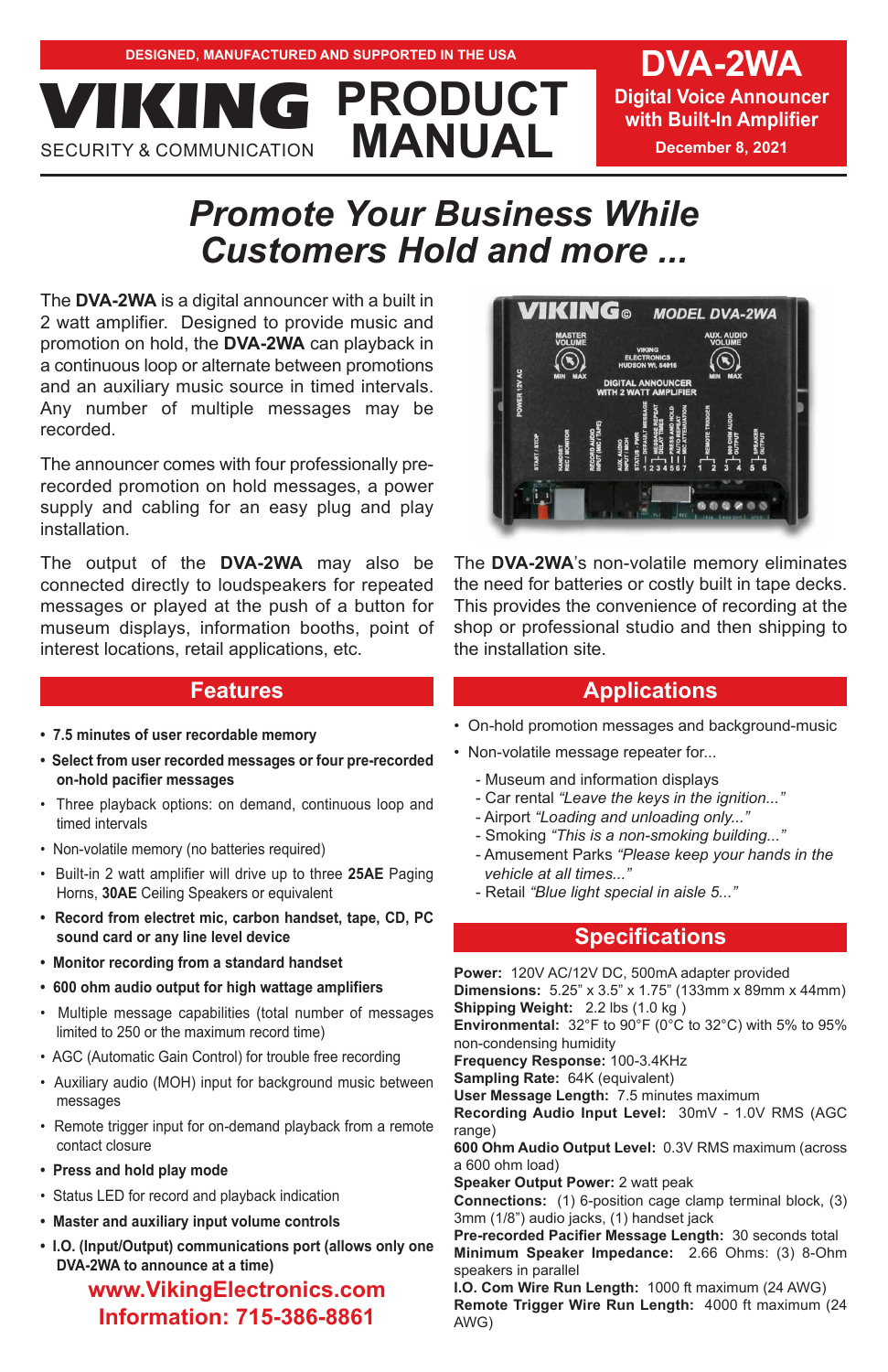DESIGNED, MANUFACTURED AND SUPPORTED IN THE USA

# VIKING PRODUCT MANUAL

SECURITY & COMMUNICATION

## DVA-2WA

**Digital Voice Announcer with Built-In Amplifier**

**December 8, 2021**

# *Promote Your Business While Customers Hold and more ...*

The **DVA-2WA** is a digital announcer with a built in 2 watt amplifier. Designed to provide music and promotion on hold, the **DVA-2WA** can playback in a continuous loop or alternate between promotions and an auxiliary music source in timed intervals. Any number of multiple messages may be recorded.

The announcer comes with four professionally pre-recorded promotion on hold messages, a power supply and cabling for an easy plug and play installation.

The output of the **DVA-2WA** may also be connected directly to loudspeakers for repeated messages or played at the push of a button for museum displays, information booths, point of interest locations, retail applications, etc.

The **DVA-2WA**'s non-volatile memory eliminates the need for batteries or costly built in tape decks. This provides the convenience of recording at the shop or professional studio and then shipping to the installation site.

## Features

- **7.5 minutes of user recordable memory**
- **Select from user recorded messages or four pre-recorded on-hold pacifier messages**
- Three playback options: on demand, continuous loop and timed intervals
- Non-volatile memory (no batteries required)
- Built-in 2 watt amplifier will drive up to three **25AE** Paging Horns, **30AE** Ceiling Speakers or equivalent
- **Record from electret mic, carbon handset, tape, CD, PC sound card or any line level device**
- **Monitor recording from a standard handset**
- **600 ohm audio output for high wattage amplifiers**
- Multiple message capabilities (total number of messages limited to 250 or the maximum record time)
- AGC (Automatic Gain Control) for trouble free recording
- Auxiliary audio (MOH) input for background music between messages
- Remote trigger input for on-demand playback from a remote contact closure
- **Press and hold play mode**
- Status LED for record and playback indication
- **Master and auxiliary input volume controls**
- **I.O. (Input/Output) communications port (allows only one DVA-2WA to announce at a time)**

**www.VikingElectronics.com**
**Information: 715-386-8861**

## Applications

- On-hold promotion messages and background-music
- Non-volatile message repeater for...
  - Museum and information displays
  - Car rental *"Leave the keys in the ignition..."*
  - Airport *"Loading and unloading only..."*
  - Smoking *"This is a non-smoking building..."*
  - Amusement Parks *"Please keep your hands in the vehicle at all times..."*
  - Retail *"Blue light special in aisle 5..."*

## Specifications

**Power:** 120V AC/12V DC, 500mA adapter provided
**Dimensions:** 5.25" x 3.5" x 1.75" (133mm x 89mm x 44mm)
**Shipping Weight:** 2.2 lbs (1.0 kg )
**Environmental:** 32°F to 90°F (0°C to 32°C) with 5% to 95% non-condensing humidity
**Frequency Response:** 100-3.4KHz
**Sampling Rate:** 64K (equivalent)
**User Message Length:** 7.5 minutes maximum
**Recording Audio Input Level:** 30mV - 1.0V RMS (AGC range)
**600 Ohm Audio Output Level:** 0.3V RMS maximum (across a 600 ohm load)
**Speaker Output Power:** 2 watt peak
**Connections:** (1) 6-position cage clamp terminal block, (3) 3mm (1/8") audio jacks, (1) handset jack
**Pre-recorded Pacifier Message Length:** 30 seconds total
**Minimum Speaker Impedance:** 2.66 Ohms: (3) 8-Ohm speakers in parallel
**I.O. Com Wire Run Length:** 1000 ft maximum (24 AWG)
**Remote Trigger Wire Run Length:** 4000 ft maximum (24 AWG)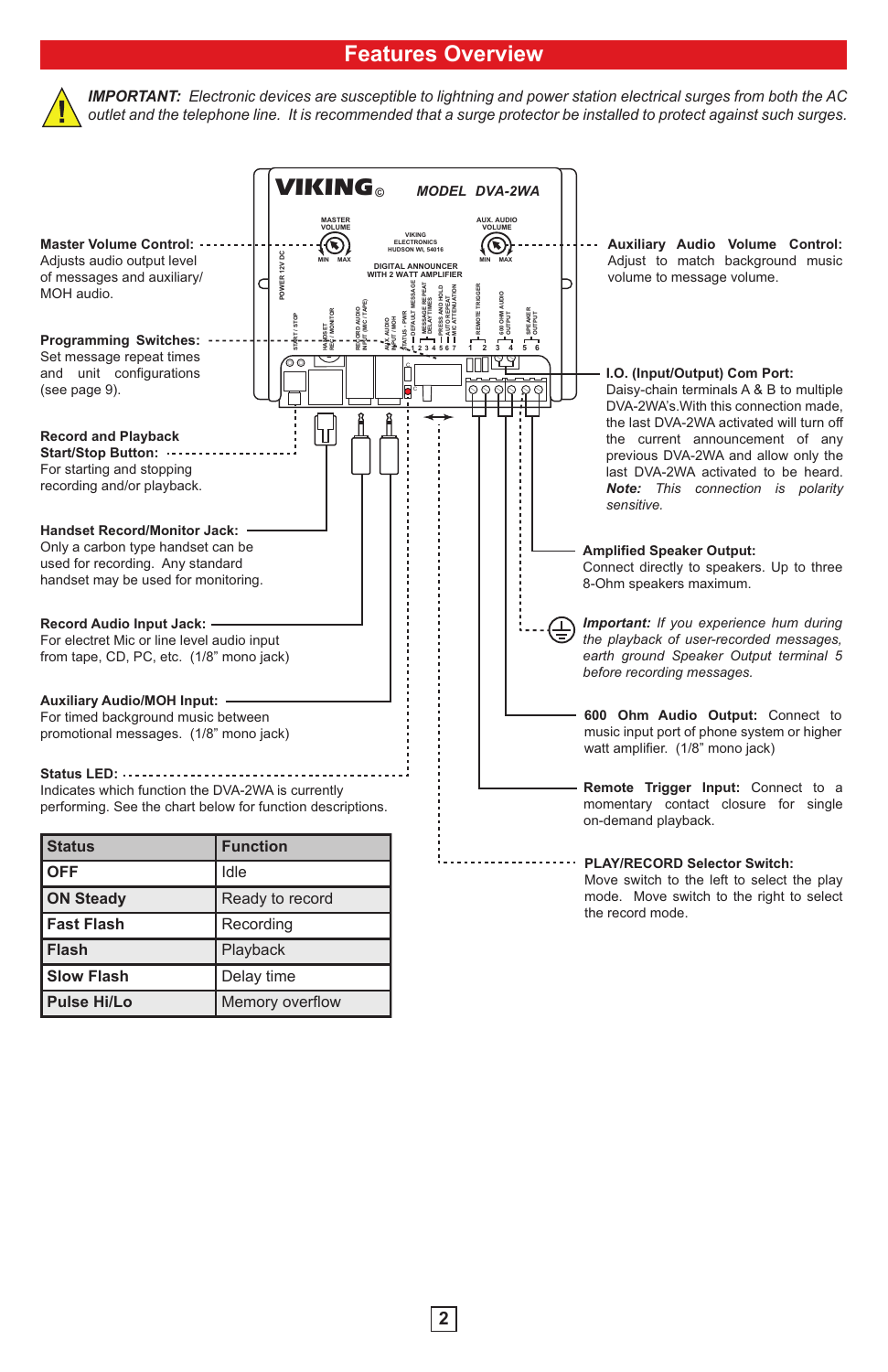# Features Overview

***IMPORTANT:*** *Electronic devices are susceptible to lightning and power station electrical surges from both the AC outlet and the telephone line. It is recommended that a surge protector be installed to protect against such surges.*

**Master Volume Control:** Adjusts audio output level of messages and auxiliary/ MOH audio.

**Programming Switches:** Set message repeat times and unit configurations (see page 9).

**Record and Playback Start/Stop Button:** For starting and stopping recording and/or playback.

**Handset Record/Monitor Jack:** Only a carbon type handset can be used for recording. Any standard handset may be used for monitoring.

**Record Audio Input Jack:** For electret Mic or line level audio input from tape, CD, PC, etc. (1/8" mono jack)

**Auxiliary Audio/MOH Input:** For timed background music between promotional messages. (1/8" mono jack)

**Status LED:** Indicates which function the DVA-2WA is currently performing. See the chart below for function descriptions.

| Status | Function |
|---|---|
| OFF | Idle |
| ON Steady | Ready to record |
| Fast Flash | Recording |
| Flash | Playback |
| Slow Flash | Delay time |
| Pulse Hi/Lo | Memory overflow |

**Auxiliary Audio Volume Control:** Adjust to match background music volume to message volume.

**I.O. (Input/Output) Com Port:** Daisy-chain terminals A & B to multiple DVA-2WA's.With this connection made, the last DVA-2WA activated will turn off the current announcement of any previous DVA-2WA and allow only the last DVA-2WA activated to be heard. ***Note:*** *This connection is polarity sensitive.*

**Amplified Speaker Output:** Connect directly to speakers. Up to three 8-Ohm speakers maximum.

***Important:*** *If you experience hum during the playback of user-recorded messages, earth ground Speaker Output terminal 5 before recording messages.*

**600 Ohm Audio Output:** Connect to music input port of phone system or higher watt amplifier. (1/8" mono jack)

**Remote Trigger Input:** Connect to a momentary contact closure for single on-demand playback.

**PLAY/RECORD Selector Switch:** Move switch to the left to select the play mode. Move switch to the right to select the record mode.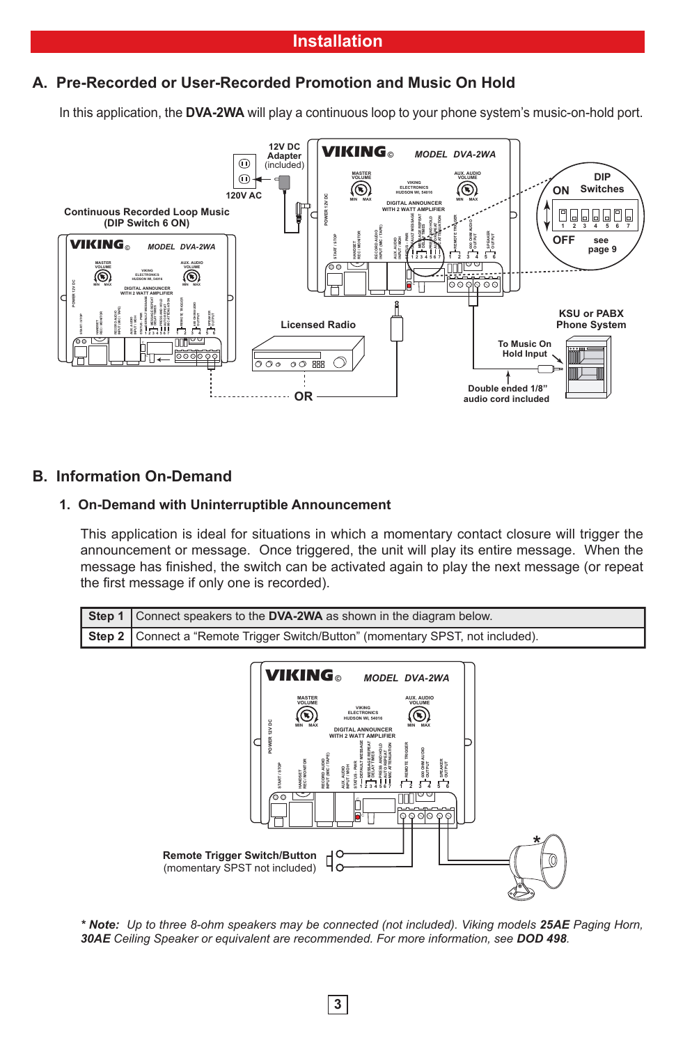# Installation

## A. Pre-Recorded or User-Recorded Promotion and Music On Hold

In this application, the **DVA-2WA** will play a continuous loop to your phone system's music-on-hold port.

## B. Information On-Demand

### 1. On-Demand with Uninterruptible Announcement

This application is ideal for situations in which a momentary contact closure will trigger the announcement or message. Once triggered, the unit will play its entire message. When the message has finished, the switch can be activated again to play the next message (or repeat the first message if only one is recorded).

| Step | Description |
|---|---|
| **Step 1** | Connect speakers to the **DVA-2WA** as shown in the diagram below. |
| **Step 2** | Connect a "Remote Trigger Switch/Button" (momentary SPST, not included). |

***Note:** Up to three 8-ohm speakers may be connected (not included). Viking models **25AE** Paging Horn, **30AE** Ceiling Speaker or equivalent are recommended. For more information, see **DOD 498**.*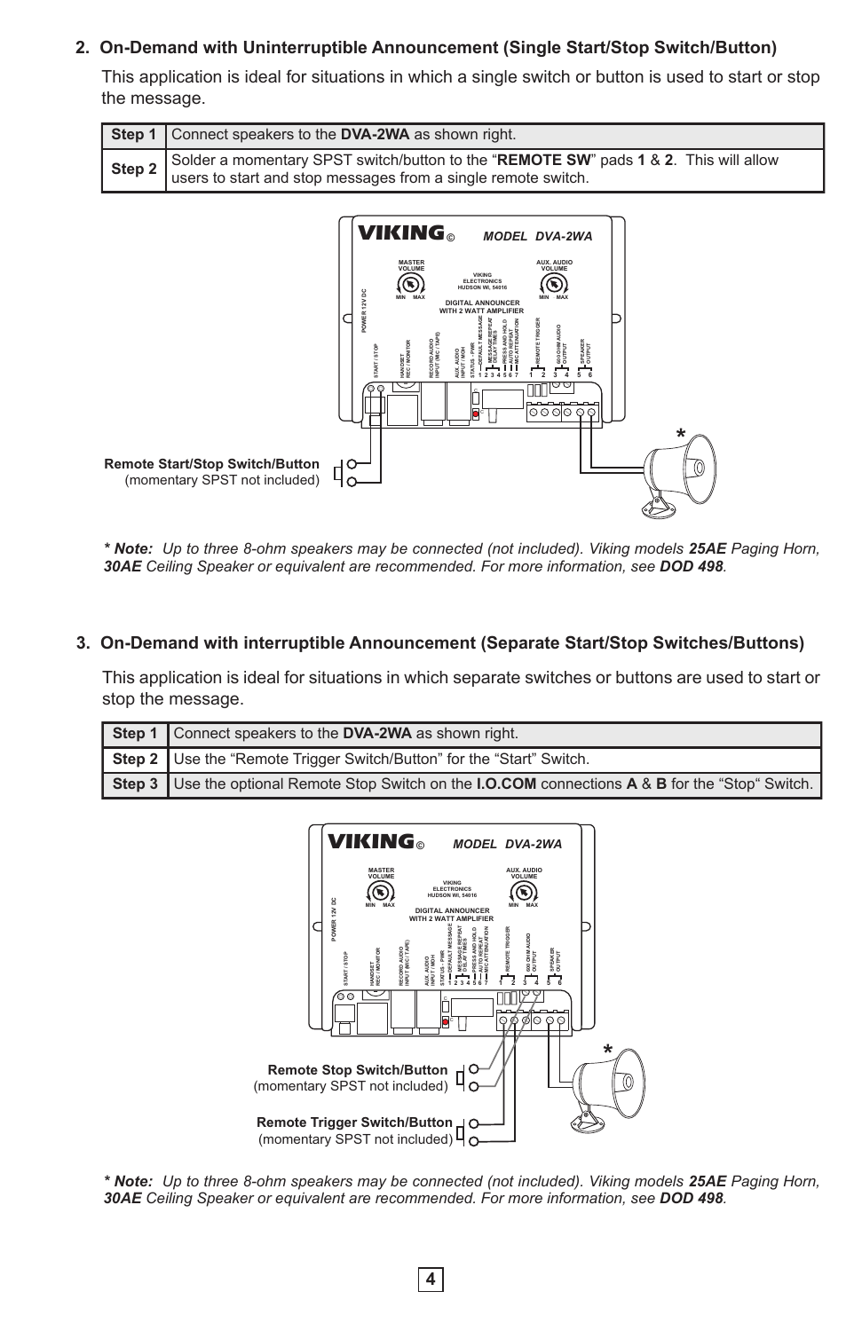## 2. On-Demand with Uninterruptible Announcement (Single Start/Stop Switch/Button)

This application is ideal for situations in which a single switch or button is used to start or stop the message.

| Step | Instruction |
|---|---|
| **Step 1** | Connect speakers to the **DVA-2WA** as shown right. |
| **Step 2** | Solder a momentary SPST switch/button to the "**REMOTE SW**" pads **1** & **2**. This will allow users to start and stop messages from a single remote switch. |

**Remote Start/Stop Switch/Button** (momentary SPST not included)

*** Note:** *Up to three 8-ohm speakers may be connected (not included). Viking models* ***25AE*** *Paging Horn,* ***30AE*** *Ceiling Speaker or equivalent are recommended. For more information, see* ***DOD 498****.*

## 3. On-Demand with interruptible Announcement (Separate Start/Stop Switches/Buttons)

This application is ideal for situations in which separate switches or buttons are used to start or stop the message.

| Step | Instruction |
|---|---|
| **Step 1** | Connect speakers to the **DVA-2WA** as shown right. |
| **Step 2** | Use the "Remote Trigger Switch/Button" for the "Start" Switch. |
| **Step 3** | Use the optional Remote Stop Switch on the **I.O.COM** connections **A** & **B** for the "Stop" Switch. |

**Remote Stop Switch/Button** (momentary SPST not included)

**Remote Trigger Switch/Button** (momentary SPST not included)

*** Note:** *Up to three 8-ohm speakers may be connected (not included). Viking models* ***25AE*** *Paging Horn,* ***30AE*** *Ceiling Speaker or equivalent are recommended. For more information, see* ***DOD 498****.*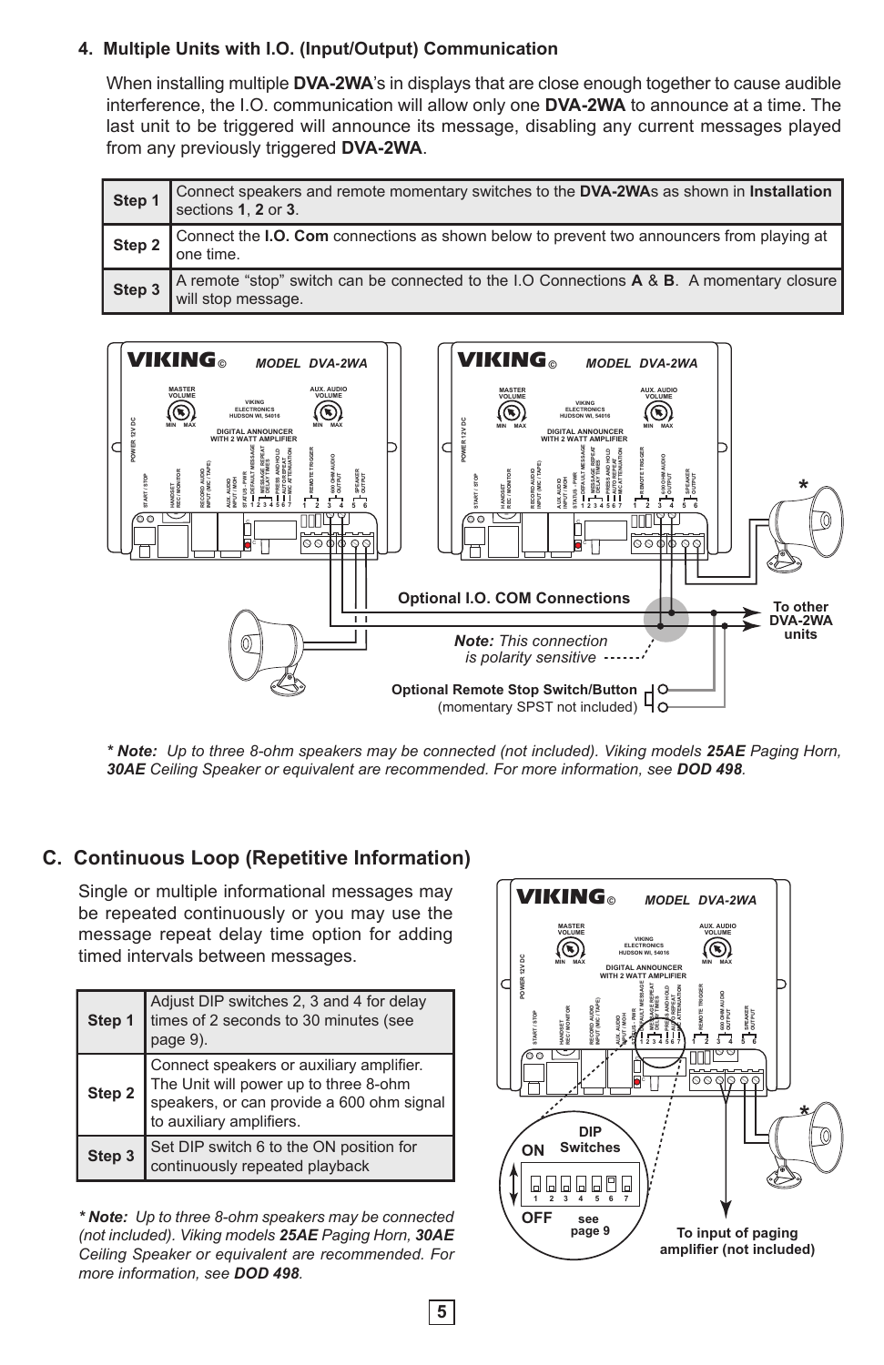## 4. Multiple Units with I.O. (Input/Output) Communication

When installing multiple **DVA-2WA**'s in displays that are close enough together to cause audible interference, the I.O. communication will allow only one **DVA-2WA** to announce at a time. The last unit to be triggered will announce its message, disabling any current messages played from any previously triggered **DVA-2WA**.

| | |
|---|---|
| **Step 1** | Connect speakers and remote momentary switches to the **DVA-2WA**s as shown in **Installation** sections **1**, **2** or **3**. |
| **Step 2** | Connect the **I.O. Com** connections as shown below to prevent two announcers from playing at one time. |
| **Step 3** | A remote "stop" switch can be connected to the I.O Connections **A** & **B**. A momentary closure will stop message. |

Optional I.O. COM Connections

To other DVA-2WA units

***Note:*** *This connection is polarity sensitive*

**Optional Remote Stop Switch/Button** (momentary SPST not included)

***\* Note:*** *Up to three 8-ohm speakers may be connected (not included). Viking models **25AE** Paging Horn, **30AE** Ceiling Speaker or equivalent are recommended. For more information, see **DOD 498**.*

## C. Continuous Loop (Repetitive Information)

Single or multiple informational messages may be repeated continuously or you may use the message repeat delay time option for adding timed intervals between messages.

| | |
|---|---|
| **Step 1** | Adjust DIP switches 2, 3 and 4 for delay times of 2 seconds to 30 minutes (see page 9). |
| **Step 2** | Connect speakers or auxiliary amplifier. The Unit will power up to three 8-ohm speakers, or can provide a 600 ohm signal to auxiliary amplifiers. |
| **Step 3** | Set DIP switch 6 to the ON position for continuously repeated playback |

***\* Note:*** *Up to three 8-ohm speakers may be connected (not included). Viking models **25AE** Paging Horn, **30AE** Ceiling Speaker or equivalent are recommended. For more information, see **DOD 498**.*

DIP Switches — ON / OFF — see page 9

**To input of paging amplifier (not included)**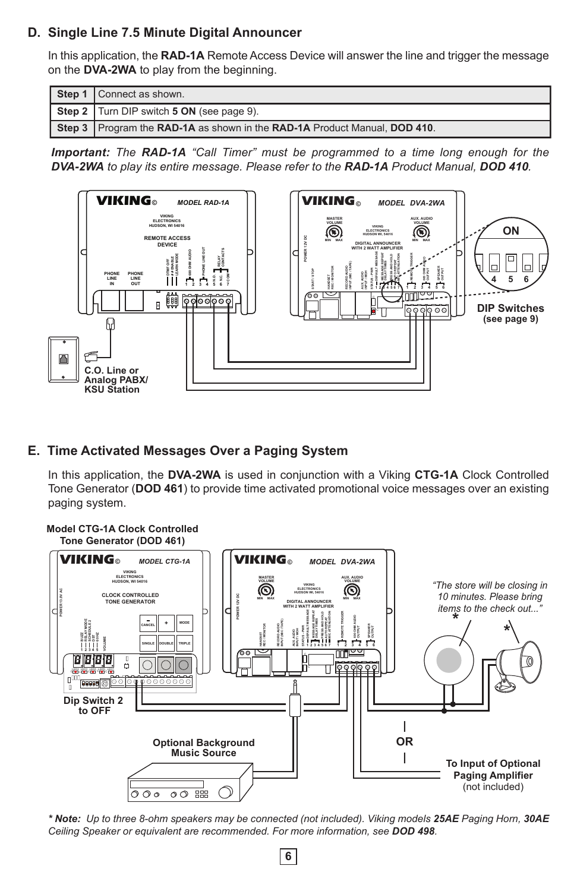## D. Single Line 7.5 Minute Digital Announcer

In this application, the **RAD-1A** Remote Access Device will answer the line and trigger the message on the **DVA-2WA** to play from the beginning.

| | |
|---|---|
| **Step 1** | Connect as shown. |
| **Step 2** | Turn DIP switch **5 ON** (see page 9). |
| **Step 3** | Program the **RAD-1A** as shown in the **RAD-1A** Product Manual, **DOD 410**. |

***Important:*** *The* ***RAD-1A*** *"Call Timer" must be programmed to a time long enough for the* ***DVA-2WA*** *to play its entire message. Please refer to the* ***RAD-1A*** *Product Manual,* ***DOD 410***.

**C.O. Line or Analog PABX/ KSU Station**

**DIP Switches (see page 9)**

## E. Time Activated Messages Over a Paging System

In this application, the **DVA-2WA** is used in conjunction with a Viking **CTG-1A** Clock Controlled Tone Generator (**DOD 461**) to provide time activated promotional voice messages over an existing paging system.

**Model CTG-1A Clock Controlled Tone Generator (DOD 461)**

**Dip Switch 2 to OFF**

**Optional Background Music Source**

*"The store will be closing in 10 minutes. Please bring items to the check out..."*

**OR**

**To Input of Optional Paging Amplifier** (not included)

***\* Note:*** *Up to three 8-ohm speakers may be connected (not included). Viking models* ***25AE*** *Paging Horn,* ***30AE*** *Ceiling Speaker or equivalent are recommended. For more information, see* ***DOD 498***.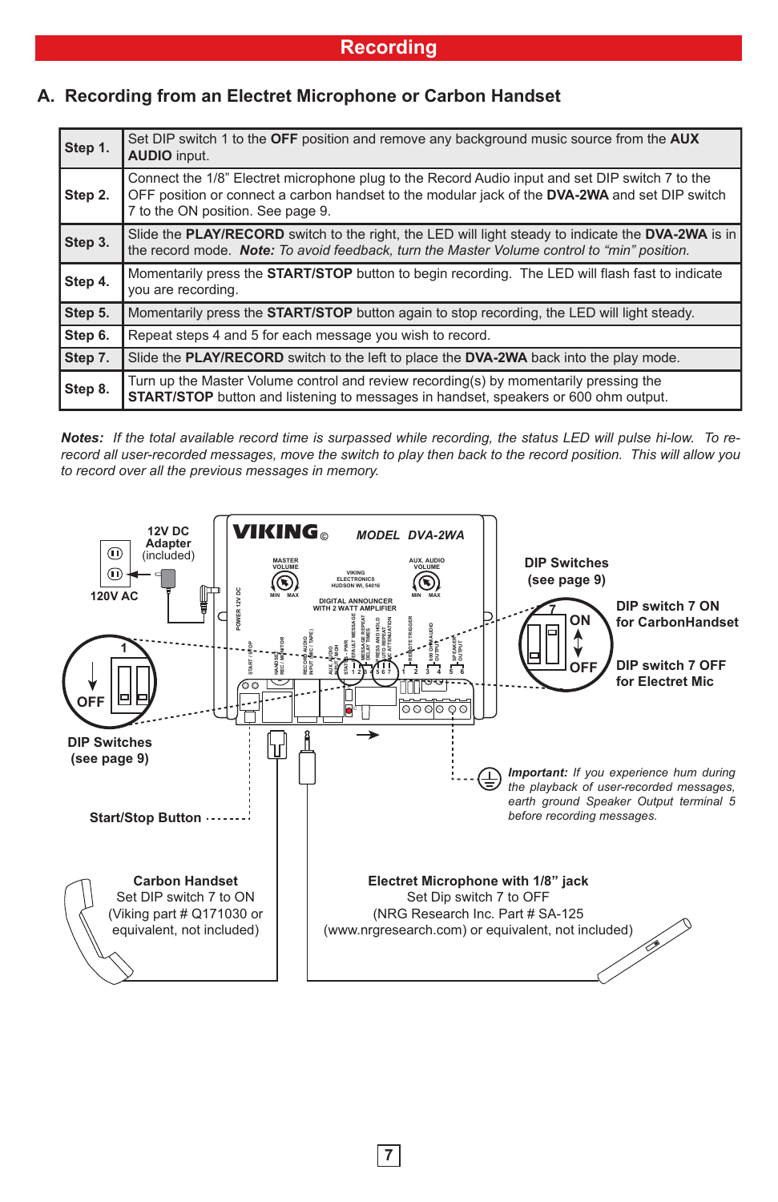# Recording

## A. Recording from an Electret Microphone or Carbon Handset

| | |
|---|---|
| **Step 1.** | Set DIP switch 1 to the **OFF** position and remove any background music source from the **AUX AUDIO** input. |
| **Step 2.** | Connect the 1/8" Electret microphone plug to the Record Audio input and set DIP switch 7 to the OFF position or connect a carbon handset to the modular jack of the **DVA-2WA** and set DIP switch 7 to the ON position. See page 9. |
| **Step 3.** | Slide the **PLAY/RECORD** switch to the right, the LED will light steady to indicate the **DVA-2WA** is in the record mode. ***Note:*** *To avoid feedback, turn the Master Volume control to "min" position.* |
| **Step 4.** | Momentarily press the **START/STOP** button to begin recording. The LED will flash fast to indicate you are recording. |
| **Step 5.** | Momentarily press the **START/STOP** button again to stop recording, the LED will light steady. |
| **Step 6.** | Repeat steps 4 and 5 for each message you wish to record. |
| **Step 7.** | Slide the **PLAY/RECORD** switch to the left to place the **DVA-2WA** back into the play mode. |
| **Step 8.** | Turn up the Master Volume control and review recording(s) by momentarily pressing the **START/STOP** button and listening to messages in handset, speakers or 600 ohm output. |

***Notes:*** *If the total available record time is surpassed while recording, the status LED will pulse hi-low. To re-record all user-recorded messages, move the switch to play then back to the record position. This will allow you to record over all the previous messages in memory.*

12V DC Adapter (included)

120V AC

VIKING MODEL DVA-2WA

DIP Switches (see page 9)

DIP switch 7 ON for CarbonHandset

DIP switch 7 OFF for Electret Mic

OFF

DIP Switches (see page 9)

***Important:*** *If you experience hum during the playback of user-recorded messages, earth ground Speaker Output terminal 5 before recording messages.*

Start/Stop Button

**Carbon Handset**
Set DIP switch 7 to ON
(Viking part # Q171030 or equivalent, not included)

**Electret Microphone with 1/8" jack**
Set Dip switch 7 to OFF
(NRG Research Inc. Part # SA-125 (www.nrgresearch.com) or equivalent, not included)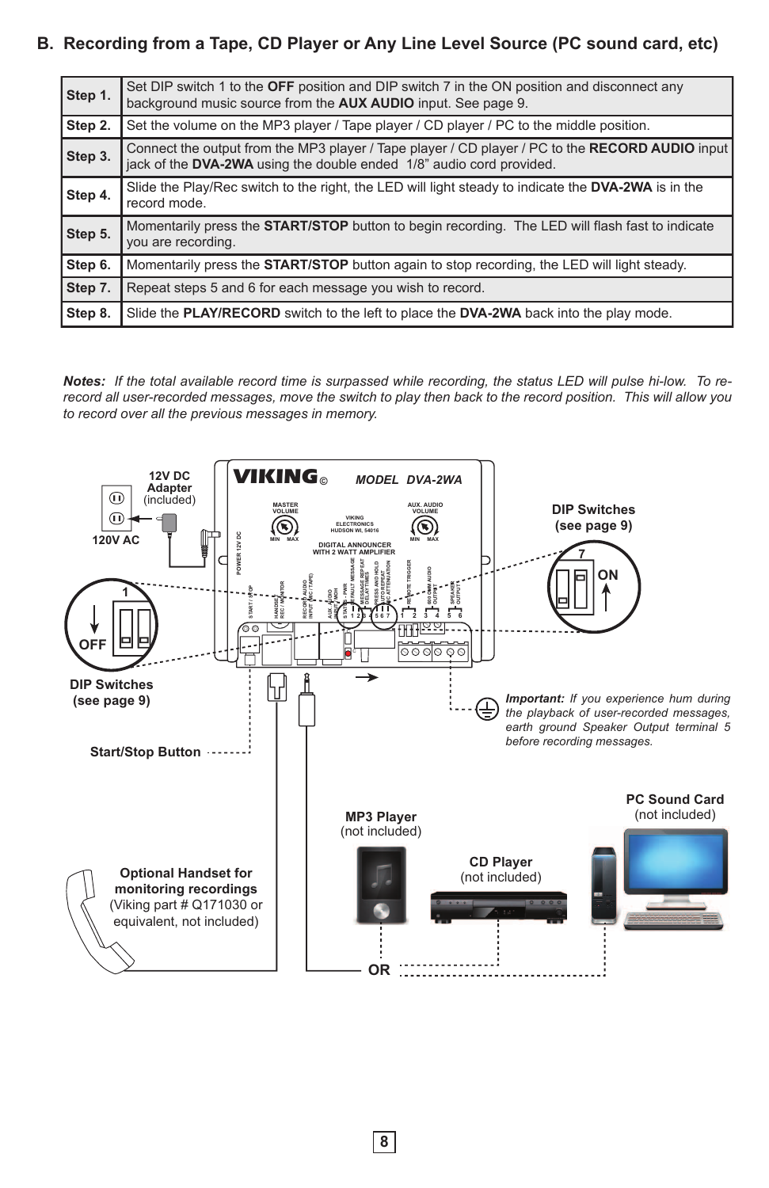## B. Recording from a Tape, CD Player or Any Line Level Source (PC sound card, etc)

| | |
|---|---|
| **Step 1.** | Set DIP switch 1 to the **OFF** position and DIP switch 7 in the ON position and disconnect any background music source from the **AUX AUDIO** input. See page 9. |
| **Step 2.** | Set the volume on the MP3 player / Tape player / CD player / PC to the middle position. |
| **Step 3.** | Connect the output from the MP3 player / Tape player / CD player / PC to the **RECORD AUDIO** input jack of the **DVA-2WA** using the double ended 1/8" audio cord provided. |
| **Step 4.** | Slide the Play/Rec switch to the right, the LED will light steady to indicate the **DVA-2WA** is in the record mode. |
| **Step 5.** | Momentarily press the **START/STOP** button to begin recording. The LED will flash fast to indicate you are recording. |
| **Step 6.** | Momentarily press the **START/STOP** button again to stop recording, the LED will light steady. |
| **Step 7.** | Repeat steps 5 and 6 for each message you wish to record. |
| **Step 8.** | Slide the **PLAY/RECORD** switch to the left to place the **DVA-2WA** back into the play mode. |

***Notes:*** *If the total available record time is surpassed while recording, the status LED will pulse hi-low. To re-record all user-recorded messages, move the switch to play then back to the record position. This will allow you to record over all the previous messages in memory.*

12V DC Adapter (included)

120V AC

DIP Switches (see page 9)

Start/Stop Button

***Important:*** *If you experience hum during the playback of user-recorded messages, earth ground Speaker Output terminal 5 before recording messages.*

**Optional Handset for monitoring recordings** (Viking part # Q171030 or equivalent, not included)

**MP3 Player** (not included)

**CD Player** (not included)

**PC Sound Card** (not included)

OR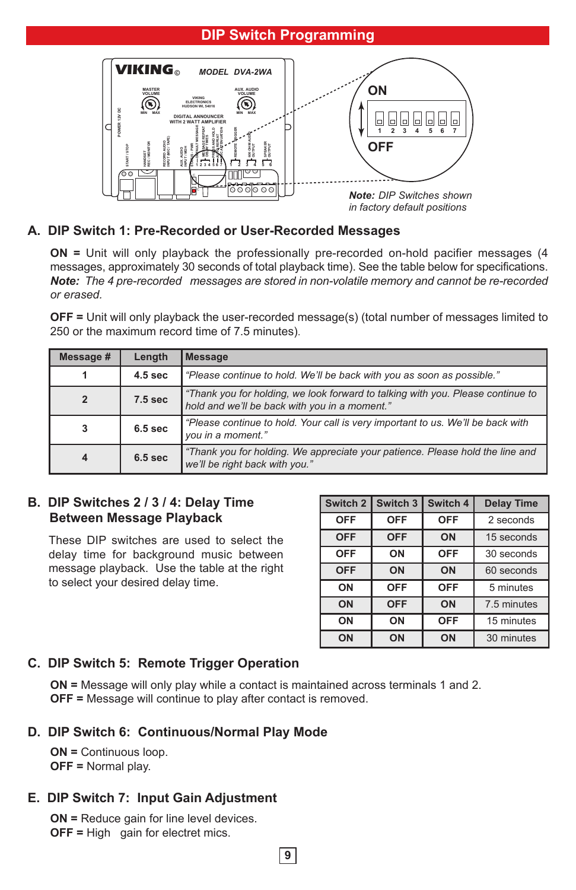# DIP Switch Programming

*Note: DIP Switches shown in factory default positions*

## A. DIP Switch 1: Pre-Recorded or User-Recorded Messages

**ON =** Unit will only playback the professionally pre-recorded on-hold pacifier messages (4 messages, approximately 30 seconds of total playback time). See the table below for specifications. ***Note:*** *The 4 pre-recorded messages are stored in non-volatile memory and cannot be re-recorded or erased.*

**OFF =** Unit will only playback the user-recorded message(s) (total number of messages limited to 250 or the maximum record time of 7.5 minutes).

| Message # | Length | Message |
|---|---|---|
| 1 | 4.5 sec | *"Please continue to hold. We'll be back with you as soon as possible."* |
| 2 | 7.5 sec | *"Thank you for holding, we look forward to talking with you. Please continue to hold and we'll be back with you in a moment."* |
| 3 | 6.5 sec | *"Please continue to hold. Your call is very important to us. We'll be back with you in a moment."* |
| 4 | 6.5 sec | *"Thank you for holding. We appreciate your patience. Please hold the line and we'll be right back with you."* |

## B. DIP Switches 2 / 3 / 4: Delay Time Between Message Playback

These DIP switches are used to select the delay time for background music between message playback. Use the table at the right to select your desired delay time.

| Switch 2 | Switch 3 | Switch 4 | Delay Time |
|---|---|---|---|
| OFF | OFF | OFF | 2 seconds |
| OFF | OFF | ON | 15 seconds |
| OFF | ON | OFF | 30 seconds |
| OFF | ON | ON | 60 seconds |
| ON | OFF | OFF | 5 minutes |
| ON | OFF | ON | 7.5 minutes |
| ON | ON | OFF | 15 minutes |
| ON | ON | ON | 30 minutes |

## C. DIP Switch 5: Remote Trigger Operation

**ON =** Message will only play while a contact is maintained across terminals 1 and 2.
**OFF =** Message will continue to play after contact is removed.

## D. DIP Switch 6: Continuous/Normal Play Mode

**ON =** Continuous loop.
**OFF =** Normal play.

## E. DIP Switch 7: Input Gain Adjustment

**ON =** Reduce gain for line level devices.
**OFF =** High gain for electret mics.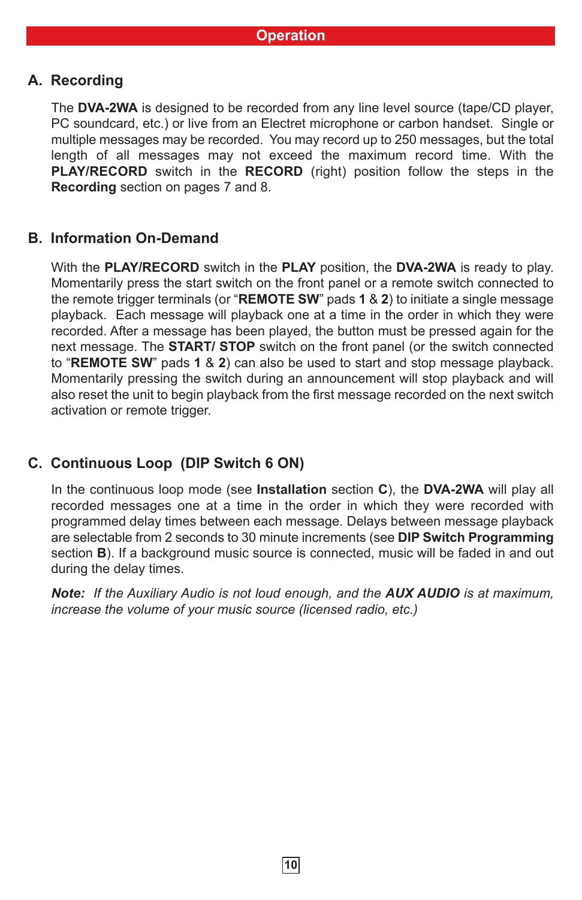# Operation

## A. Recording

The **DVA-2WA** is designed to be recorded from any line level source (tape/CD player, PC soundcard, etc.) or live from an Electret microphone or carbon handset. Single or multiple messages may be recorded. You may record up to 250 messages, but the total length of all messages may not exceed the maximum record time. With the **PLAY/RECORD** switch in the **RECORD** (right) position follow the steps in the **Recording** section on pages 7 and 8.

## B. Information On-Demand

With the **PLAY/RECORD** switch in the **PLAY** position, the **DVA-2WA** is ready to play. Momentarily press the start switch on the front panel or a remote switch connected to the remote trigger terminals (or "**REMOTE SW**" pads **1** & **2**) to initiate a single message playback. Each message will playback one at a time in the order in which they were recorded. After a message has been played, the button must be pressed again for the next message. The **START/ STOP** switch on the front panel (or the switch connected to "**REMOTE SW**" pads **1** & **2**) can also be used to start and stop message playback. Momentarily pressing the switch during an announcement will stop playback and will also reset the unit to begin playback from the first message recorded on the next switch activation or remote trigger.

## C. Continuous Loop (DIP Switch 6 ON)

In the continuous loop mode (see **Installation** section **C**), the **DVA-2WA** will play all recorded messages one at a time in the order in which they were recorded with programmed delay times between each message. Delays between message playback are selectable from 2 seconds to 30 minute increments (see **DIP Switch Programming** section **B**). If a background music source is connected, music will be faded in and out during the delay times.

***Note:*** *If the Auxiliary Audio is not loud enough, and the* ***AUX AUDIO*** *is at maximum, increase the volume of your music source (licensed radio, etc.)*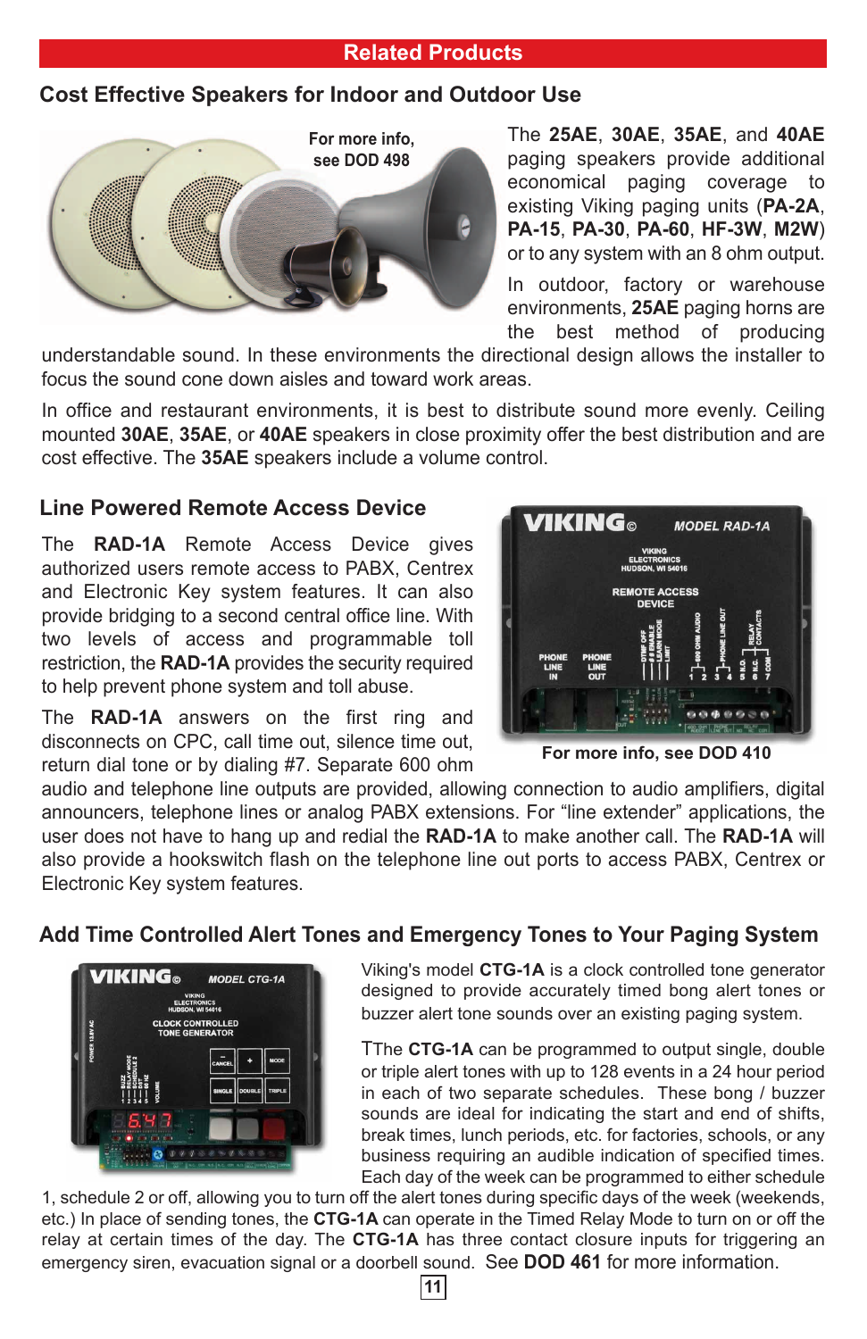## Related Products

### Cost Effective Speakers for Indoor and Outdoor Use

For more info, see DOD 498

The **25AE**, **30AE**, **35AE**, and **40AE** paging speakers provide additional economical paging coverage to existing Viking paging units (**PA-2A**, **PA-15**, **PA-30**, **PA-60**, **HF-3W**, **M2W**) or to any system with an 8 ohm output.

In outdoor, factory or warehouse environments, **25AE** paging horns are the best method of producing understandable sound. In these environments the directional design allows the installer to focus the sound cone down aisles and toward work areas.

In office and restaurant environments, it is best to distribute sound more evenly. Ceiling mounted **30AE**, **35AE**, or **40AE** speakers in close proximity offer the best distribution and are cost effective. The **35AE** speakers include a volume control.

### Line Powered Remote Access Device

The **RAD-1A** Remote Access Device gives authorized users remote access to PABX, Centrex and Electronic Key system features. It can also provide bridging to a second central office line. With two levels of access and programmable toll restriction, the **RAD-1A** provides the security required to help prevent phone system and toll abuse.

The **RAD-1A** answers on the first ring and disconnects on CPC, call time out, silence time out, return dial tone or by dialing #7. Separate 600 ohm audio and telephone line outputs are provided, allowing connection to audio amplifiers, digital announcers, telephone lines or analog PABX extensions. For "line extender" applications, the user does not have to hang up and redial the **RAD-1A** to make another call. The **RAD-1A** will also provide a hookswitch flash on the telephone line out ports to access PABX, Centrex or Electronic Key system features.

For more info, see DOD 410

### Add Time Controlled Alert Tones and Emergency Tones to Your Paging System

Viking's model **CTG-1A** is a clock controlled tone generator designed to provide accurately timed bong alert tones or buzzer alert tone sounds over an existing paging system.

TThe **CTG-1A** can be programmed to output single, double or triple alert tones with up to 128 events in a 24 hour period in each of two separate schedules. These bong / buzzer sounds are ideal for indicating the start and end of shifts, break times, lunch periods, etc. for factories, schools, or any business requiring an audible indication of specified times. Each day of the week can be programmed to either schedule 1, schedule 2 or off, allowing you to turn off the alert tones during specific days of the week (weekends, etc.) In place of sending tones, the **CTG-1A** can operate in the Timed Relay Mode to turn on or off the relay at certain times of the day. The **CTG-1A** has three contact closure inputs for triggering an emergency siren, evacuation signal or a doorbell sound. See **DOD 461** for more information.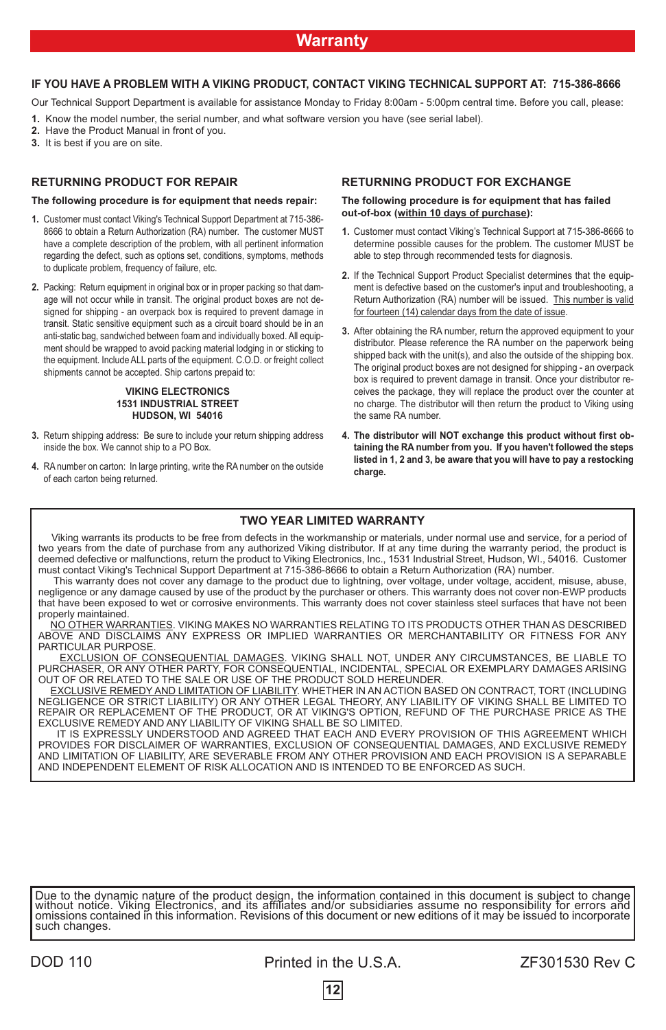# Warranty

**IF YOU HAVE A PROBLEM WITH A VIKING PRODUCT, CONTACT VIKING TECHNICAL SUPPORT AT: 715-386-8666**

Our Technical Support Department is available for assistance Monday to Friday 8:00am - 5:00pm central time. Before you call, please:

1. Know the model number, the serial number, and what software version you have (see serial label).
2. Have the Product Manual in front of you.
3. It is best if you are on site.

## RETURNING PRODUCT FOR REPAIR

**The following procedure is for equipment that needs repair:**

1. Customer must contact Viking's Technical Support Department at 715-386-8666 to obtain a Return Authorization (RA) number. The customer MUST have a complete description of the problem, with all pertinent information regarding the defect, such as options set, conditions, symptoms, methods to duplicate problem, frequency of failure, etc.

2. Packing: Return equipment in original box or in proper packing so that damage will not occur while in transit. The original product boxes are not designed for shipping - an overpack box is required to prevent damage in transit. Static sensitive equipment such as a circuit board should be in an anti-static bag, sandwiched between foam and individually boxed. All equipment should be wrapped to avoid packing material lodging in or sticking to the equipment. Include ALL parts of the equipment. C.O.D. or freight collect shipments cannot be accepted. Ship cartons prepaid to:

   **VIKING ELECTRONICS**
   **1531 INDUSTRIAL STREET**
   **HUDSON, WI 54016**

3. Return shipping address: Be sure to include your return shipping address inside the box. We cannot ship to a PO Box.

4. RA number on carton: In large printing, write the RA number on the outside of each carton being returned.

## RETURNING PRODUCT FOR EXCHANGE

**The following procedure is for equipment that has failed out-of-box (<u>within 10 days of purchase</u>):**

1. Customer must contact Viking's Technical Support at 715-386-8666 to determine possible causes for the problem. The customer MUST be able to step through recommended tests for diagnosis.

2. If the Technical Support Product Specialist determines that the equipment is defective based on the customer's input and troubleshooting, a Return Authorization (RA) number will be issued. <u>This number is valid for fourteen (14) calendar days from the date of issue</u>.

3. After obtaining the RA number, return the approved equipment to your distributor. Please reference the RA number on the paperwork being shipped back with the unit(s), and also the outside of the shipping box. The original product boxes are not designed for shipping - an overpack box is required to prevent damage in transit. Once your distributor receives the package, they will replace the product over the counter at no charge. The distributor will then return the product to Viking using the same RA number.

4. **The distributor will NOT exchange this product without first obtaining the RA number from you. If you haven't followed the steps listed in 1, 2 and 3, be aware that you will have to pay a restocking charge.**

## TWO YEAR LIMITED WARRANTY

Viking warrants its products to be free from defects in the workmanship or materials, under normal use and service, for a period of two years from the date of purchase from any authorized Viking distributor. If at any time during the warranty period, the product is deemed defective or malfunctions, return the product to Viking Electronics, Inc., 1531 Industrial Street, Hudson, WI., 54016. Customer must contact Viking's Technical Support Department at 715-386-8666 to obtain a Return Authorization (RA) number.

This warranty does not cover any damage to the product due to lightning, over voltage, under voltage, accident, misuse, abuse, negligence or any damage caused by use of the product by the purchaser or others. This warranty does not cover non-EWP products that have been exposed to wet or corrosive environments. This warranty does not cover stainless steel surfaces that have not been properly maintained.

<u>NO OTHER WARRANTIES</u>. VIKING MAKES NO WARRANTIES RELATING TO ITS PRODUCTS OTHER THAN AS DESCRIBED ABOVE AND DISCLAIMS ANY EXPRESS OR IMPLIED WARRANTIES OR MERCHANTABILITY OR FITNESS FOR ANY PARTICULAR PURPOSE.

<u>EXCLUSION OF CONSEQUENTIAL DAMAGES</u>. VIKING SHALL NOT, UNDER ANY CIRCUMSTANCES, BE LIABLE TO PURCHASER, OR ANY OTHER PARTY, FOR CONSEQUENTIAL, INCIDENTAL, SPECIAL OR EXEMPLARY DAMAGES ARISING OUT OF OR RELATED TO THE SALE OR USE OF THE PRODUCT SOLD HEREUNDER.

<u>EXCLUSIVE REMEDY AND LIMITATION OF LIABILITY</u>. WHETHER IN AN ACTION BASED ON CONTRACT, TORT (INCLUDING NEGLIGENCE OR STRICT LIABILITY) OR ANY OTHER LEGAL THEORY, ANY LIABILITY OF VIKING SHALL BE LIMITED TO REPAIR OR REPLACEMENT OF THE PRODUCT, OR AT VIKING'S OPTION, REFUND OF THE PURCHASE PRICE AS THE EXCLUSIVE REMEDY AND ANY LIABILITY OF VIKING SHALL BE SO LIMITED.

IT IS EXPRESSLY UNDERSTOOD AND AGREED THAT EACH AND EVERY PROVISION OF THIS AGREEMENT WHICH PROVIDES FOR DISCLAIMER OF WARRANTIES, EXCLUSION OF CONSEQUENTIAL DAMAGES, AND EXCLUSIVE REMEDY AND LIMITATION OF LIABILITY, ARE SEVERABLE FROM ANY OTHER PROVISION AND EACH PROVISION IS A SEPARABLE AND INDEPENDENT ELEMENT OF RISK ALLOCATION AND IS INTENDED TO BE ENFORCED AS SUCH.

Due to the dynamic nature of the product design, the information contained in this document is subject to change without notice. Viking Electronics, and its affiliates and/or subsidiaries assume no responsibility for errors and omissions contained in this information. Revisions of this document or new editions of it may be issued to incorporate such changes.

DOD 110 | Printed in the U.S.A. | ZF301530 Rev C